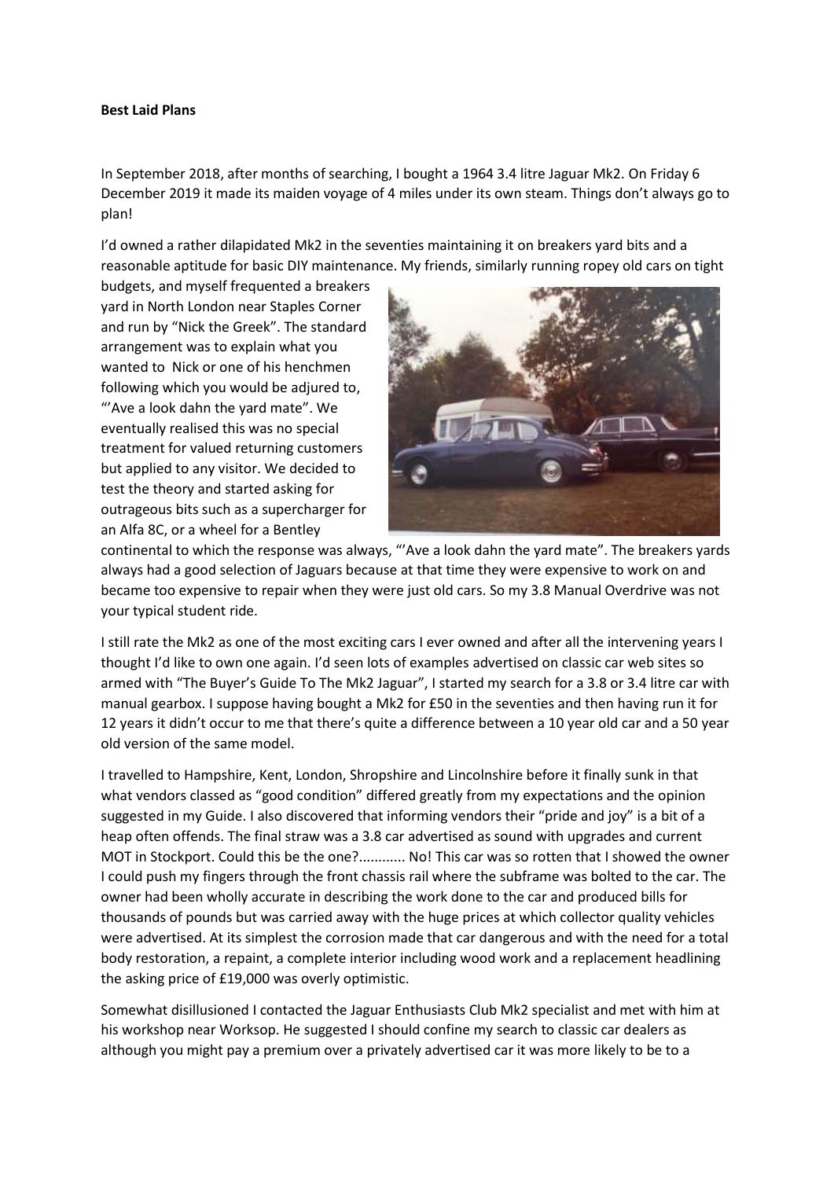**Best Laid Plans**

In September 2018, after months of searching, I bought a 1964 3.4 litre Jaguar Mk2. On Friday 6 December 2019 it made its maiden voyage of 4 miles under its own steam. Things don't always go to plan!

I'd owned a rather dilapidated Mk2 in the seventies maintaining it on breakers yard bits and a reasonable aptitude for basic DIY maintenance. My friends, similarly running ropey old cars on tight budgets, and myself frequented a breakers yard in North London near Staples Corner and run by "Nick the Greek". The standard arrangement was to explain what you wanted to Nick or one of his henchmen following which you would be adjured to, "'Ave a look dahn the yard mate". We eventually realised this was no special treatment for valued returning customers but applied to any visitor. We decided to test the theory and started asking for outrageous bits such as a supercharger for an Alfa 8C, or a wheel for a Bentley continental to which the response was always, "'Ave a look dahn the yard mate". The breakers yards always had a good selection of Jaguars because at that time they were expensive to work on and became too expensive to repair when they were just old cars. So my 3.8 Manual Overdrive was not your typical student ride.

I still rate the Mk2 as one of the most exciting cars I ever owned and after all the intervening years I thought I'd like to own one again. I'd seen lots of examples advertised on classic car web sites so armed with "The Buyer's Guide To The Mk2 Jaguar", I started my search for a 3.8 or 3.4 litre car with manual gearbox. I suppose having bought a Mk2 for £50 in the seventies and then having run it for 12 years it didn't occur to me that there's quite a difference between a 10 year old car and a 50 year old version of the same model.

I travelled to Hampshire, Kent, London, Shropshire and Lincolnshire before it finally sunk in that what vendors classed as "good condition" differed greatly from my expectations and the opinion suggested in my Guide. I also discovered that informing vendors their "pride and joy" is a bit of a heap often offends. The final straw was a 3.8 car advertised as sound with upgrades and current MOT in Stockport. Could this be the one?........... No! This car was so rotten that I showed the owner I could push my fingers through the front chassis rail where the subframe was bolted to the car. The owner had been wholly accurate in describing the work done to the car and produced bills for thousands of pounds but was carried away with the huge prices at which collector quality vehicles were advertised. At its simplest the corrosion made that car dangerous and with the need for a total body restoration, a repaint, a complete interior including wood work and a replacement headlining the asking price of £19,000 was overly optimistic.

Somewhat disillusioned I contacted the Jaguar Enthusiasts Club Mk2 specialist and met with him at his workshop near Worksop. He suggested I should confine my search to classic car dealers as although you might pay a premium over a privately advertised car it was more likely to be to a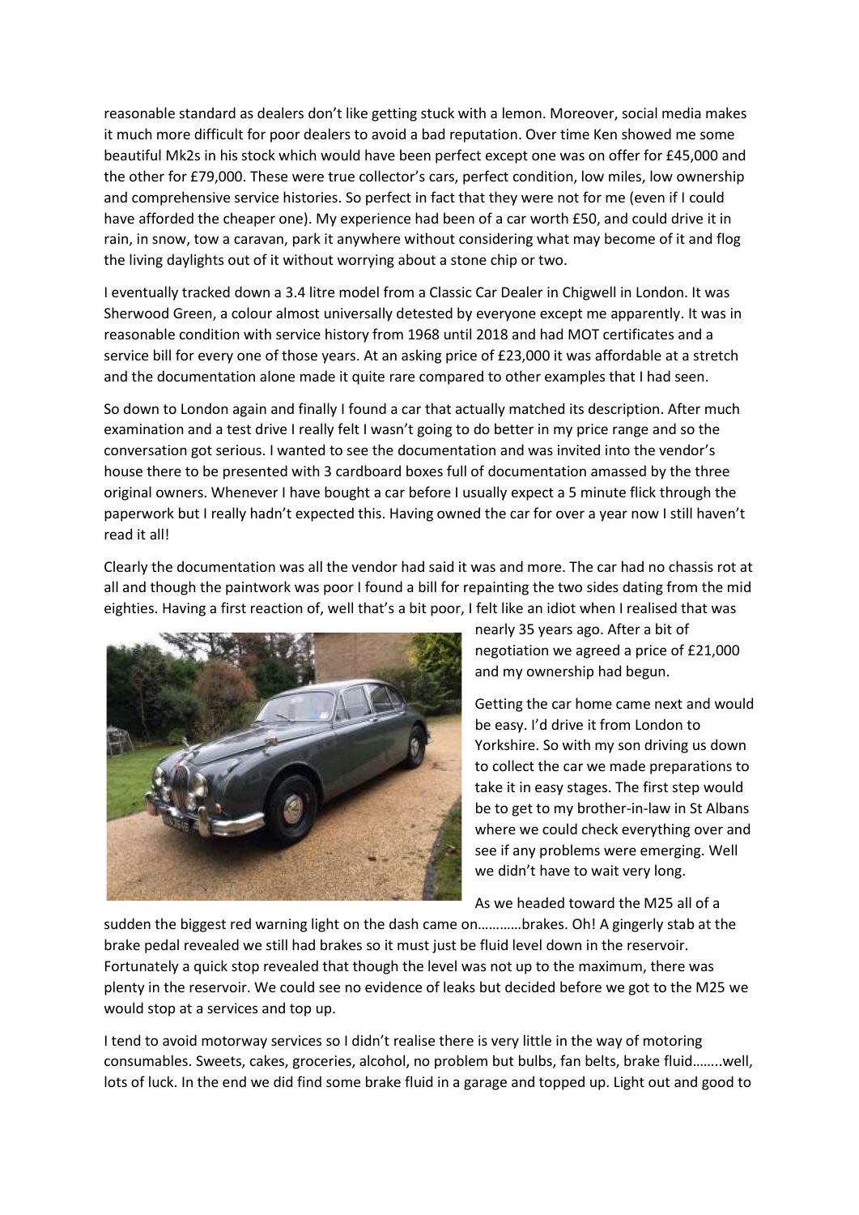reasonable standard as dealers don't like getting stuck with a lemon. Moreover, social media makes it much more difficult for poor dealers to avoid a bad reputation. Over time Ken showed me some beautiful Mk2s in his stock which would have been perfect except one was on offer for £45,000 and the other for £79,000. These were true collector's cars, perfect condition, low miles, low ownership and comprehensive service histories. So perfect in fact that they were not for me (even if I could have afforded the cheaper one). My experience had been of a car worth £50, and could drive it in rain, in snow, tow a caravan, park it anywhere without considering what may become of it and flog the living daylights out of it without worrying about a stone chip or two.

I eventually tracked down a 3.4 litre model from a Classic Car Dealer in Chigwell in London. It was Sherwood Green, a colour almost universally detested by everyone except me apparently. It was in reasonable condition with service history from 1968 until 2018 and had MOT certificates and a service bill for every one of those years. At an asking price of £23,000 it was affordable at a stretch and the documentation alone made it quite rare compared to other examples that I had seen.

So down to London again and finally I found a car that actually matched its description. After much examination and a test drive I really felt I wasn't going to do better in my price range and so the conversation got serious. I wanted to see the documentation and was invited into the vendor's house there to be presented with 3 cardboard boxes full of documentation amassed by the three original owners. Whenever I have bought a car before I usually expect a 5 minute flick through the paperwork but I really hadn't expected this. Having owned the car for over a year now I still haven't read it all!

Clearly the documentation was all the vendor had said it was and more. The car had no chassis rot at all and though the paintwork was poor I found a bill for repainting the two sides dating from the mid eighties. Having a first reaction of, well that's a bit poor, I felt like an idiot when I realised that was nearly 35 years ago. After a bit of negotiation we agreed a price of £21,000 and my ownership had begun.

Getting the car home came next and would be easy. I'd drive it from London to Yorkshire. So with my son driving us down to collect the car we made preparations to take it in easy stages. The first step would be to get to my brother-in-law in St Albans where we could check everything over and see if any problems were emerging. Well we didn't have to wait very long.

As we headed toward the M25 all of a sudden the biggest red warning light on the dash came on…………brakes. Oh! A gingerly stab at the brake pedal revealed we still had brakes so it must just be fluid level down in the reservoir. Fortunately a quick stop revealed that though the level was not up to the maximum, there was plenty in the reservoir. We could see no evidence of leaks but decided before we got to the M25 we would stop at a services and top up.

I tend to avoid motorway services so I didn't realise there is very little in the way of motoring consumables. Sweets, cakes, groceries, alcohol, no problem but bulbs, fan belts, brake fluid……..well, lots of luck. In the end we did find some brake fluid in a garage and topped up. Light out and good to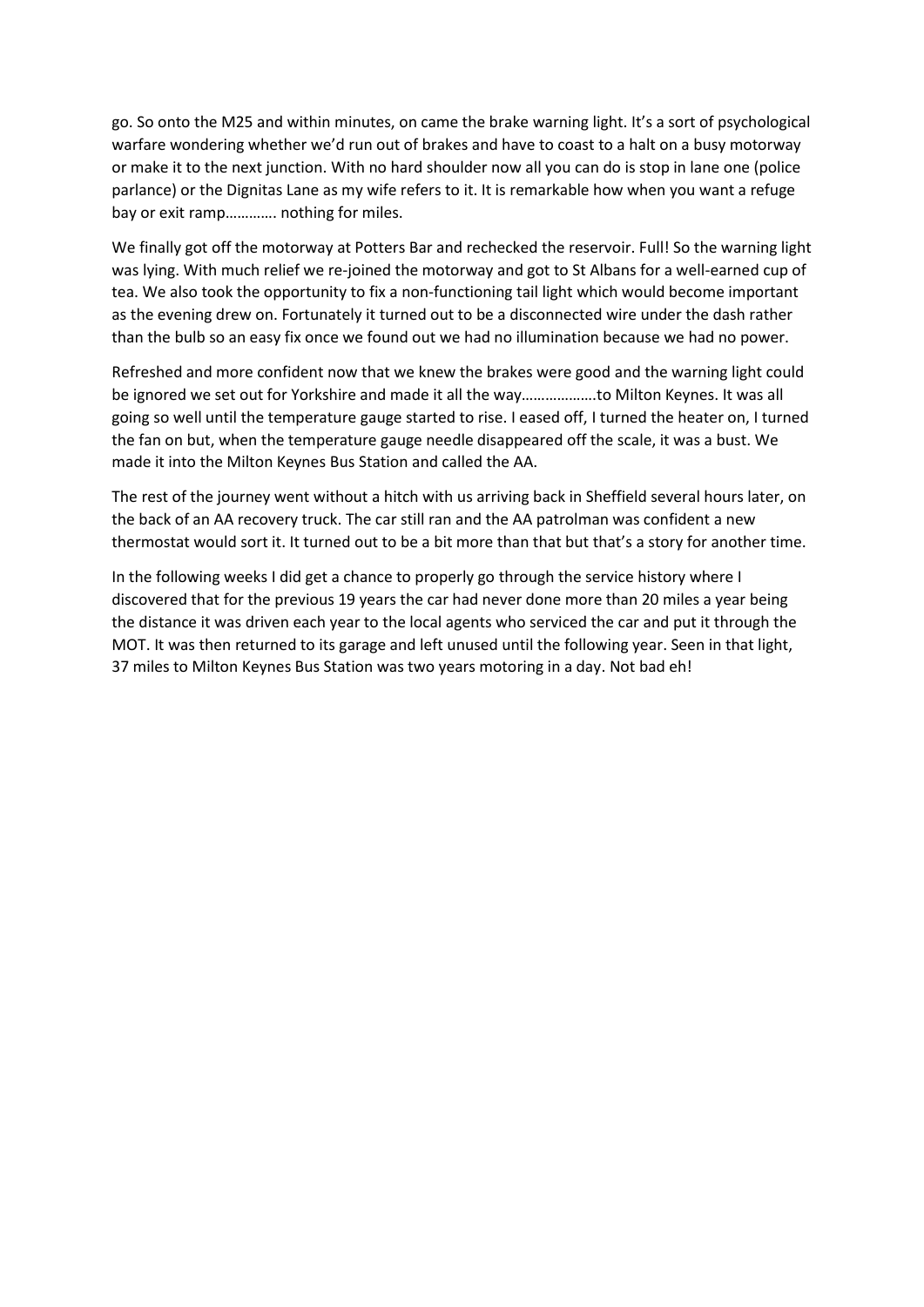go. So onto the M25 and within minutes, on came the brake warning light. It's a sort of psychological warfare wondering whether we'd run out of brakes and have to coast to a halt on a busy motorway or make it to the next junction. With no hard shoulder now all you can do is stop in lane one (police parlance) or the Dignitas Lane as my wife refers to it. It is remarkable how when you want a refuge bay or exit ramp…………. nothing for miles.

We finally got off the motorway at Potters Bar and rechecked the reservoir. Full! So the warning light was lying. With much relief we re-joined the motorway and got to St Albans for a well-earned cup of tea. We also took the opportunity to fix a non-functioning tail light which would become important as the evening drew on. Fortunately it turned out to be a disconnected wire under the dash rather than the bulb so an easy fix once we found out we had no illumination because we had no power.

Refreshed and more confident now that we knew the brakes were good and the warning light could be ignored we set out for Yorkshire and made it all the way……………….to Milton Keynes. It was all going so well until the temperature gauge started to rise. I eased off, I turned the heater on, I turned the fan on but, when the temperature gauge needle disappeared off the scale, it was a bust. We made it into the Milton Keynes Bus Station and called the AA.

The rest of the journey went without a hitch with us arriving back in Sheffield several hours later, on the back of an AA recovery truck. The car still ran and the AA patrolman was confident a new thermostat would sort it. It turned out to be a bit more than that but that's a story for another time.

In the following weeks I did get a chance to properly go through the service history where I discovered that for the previous 19 years the car had never done more than 20 miles a year being the distance it was driven each year to the local agents who serviced the car and put it through the MOT. It was then returned to its garage and left unused until the following year. Seen in that light, 37 miles to Milton Keynes Bus Station was two years motoring in a day. Not bad eh!